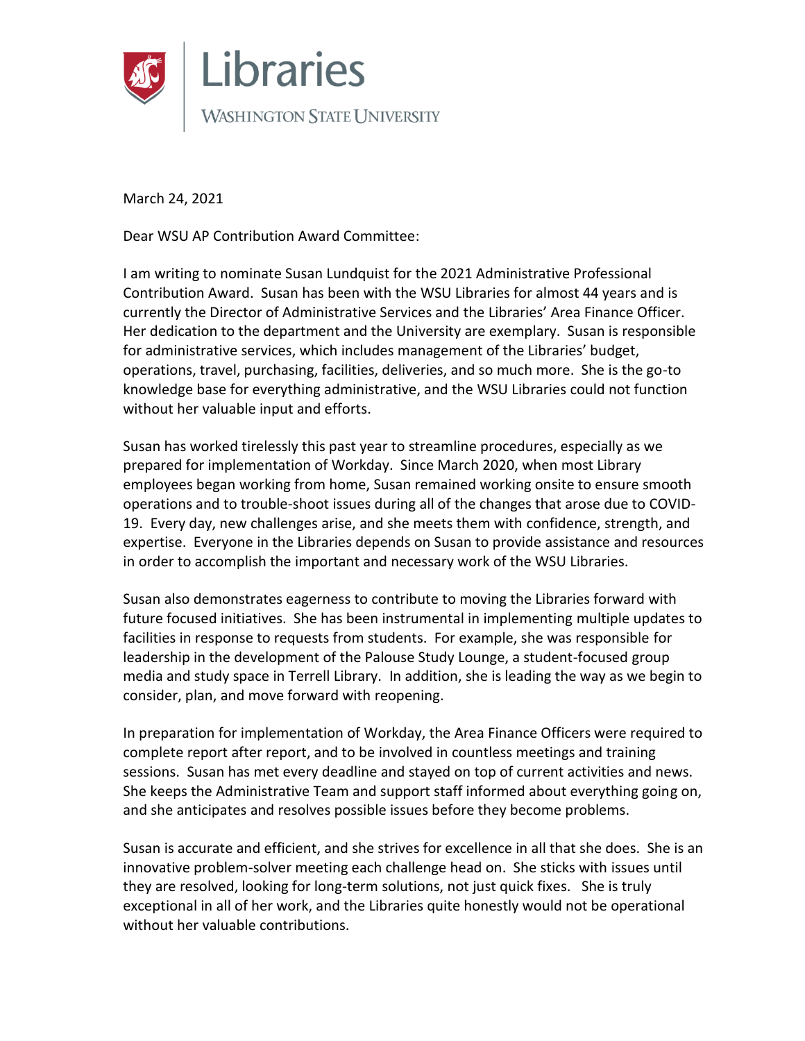Libraries

WASHINGTON STATE UNIVERSITY

March 24, 2021

Dear WSU AP Contribution Award Committee:

I am writing to nominate Susan Lundquist for the 2021 Administrative Professional Contribution Award. Susan has been with the WSU Libraries for almost 44 years and is currently the Director of Administrative Services and the Libraries' Area Finance Officer. Her dedication to the department and the University are exemplary. Susan is responsible for administrative services, which includes management of the Libraries' budget, operations, travel, purchasing, facilities, deliveries, and so much more. She is the go-to knowledge base for everything administrative, and the WSU Libraries could not function without her valuable input and efforts.

Susan has worked tirelessly this past year to streamline procedures, especially as we prepared for implementation of Workday. Since March 2020, when most Library employees began working from home, Susan remained working onsite to ensure smooth operations and to trouble-shoot issues during all of the changes that arose due to COVID-19. Every day, new challenges arise, and she meets them with confidence, strength, and expertise. Everyone in the Libraries depends on Susan to provide assistance and resources in order to accomplish the important and necessary work of the WSU Libraries.

Susan also demonstrates eagerness to contribute to moving the Libraries forward with future focused initiatives. She has been instrumental in implementing multiple updates to facilities in response to requests from students. For example, she was responsible for leadership in the development of the Palouse Study Lounge, a student-focused group media and study space in Terrell Library. In addition, she is leading the way as we begin to consider, plan, and move forward with reopening.

In preparation for implementation of Workday, the Area Finance Officers were required to complete report after report, and to be involved in countless meetings and training sessions. Susan has met every deadline and stayed on top of current activities and news. She keeps the Administrative Team and support staff informed about everything going on, and she anticipates and resolves possible issues before they become problems.

Susan is accurate and efficient, and she strives for excellence in all that she does. She is an innovative problem-solver meeting each challenge head on. She sticks with issues until they are resolved, looking for long-term solutions, not just quick fixes. She is truly exceptional in all of her work, and the Libraries quite honestly would not be operational without her valuable contributions.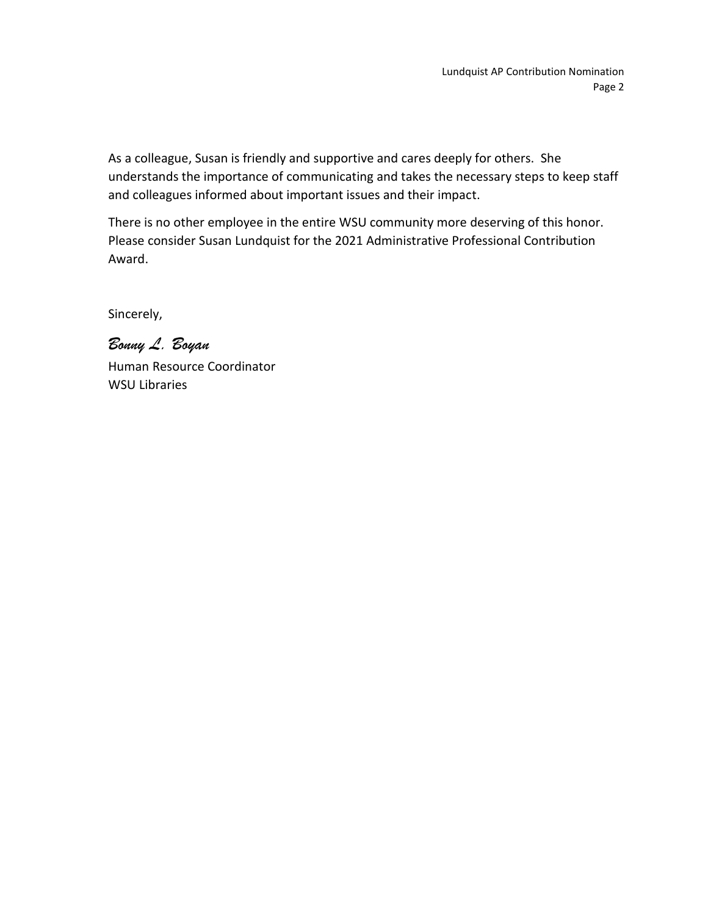As a colleague, Susan is friendly and supportive and cares deeply for others. She understands the importance of communicating and takes the necessary steps to keep staff and colleagues informed about important issues and their impact.

There is no other employee in the entire WSU community more deserving of this honor. Please consider Susan Lundquist for the 2021 Administrative Professional Contribution Award.

Sincerely,

*Bonny L. Boyan*

Human Resource Coordinator
WSU Libraries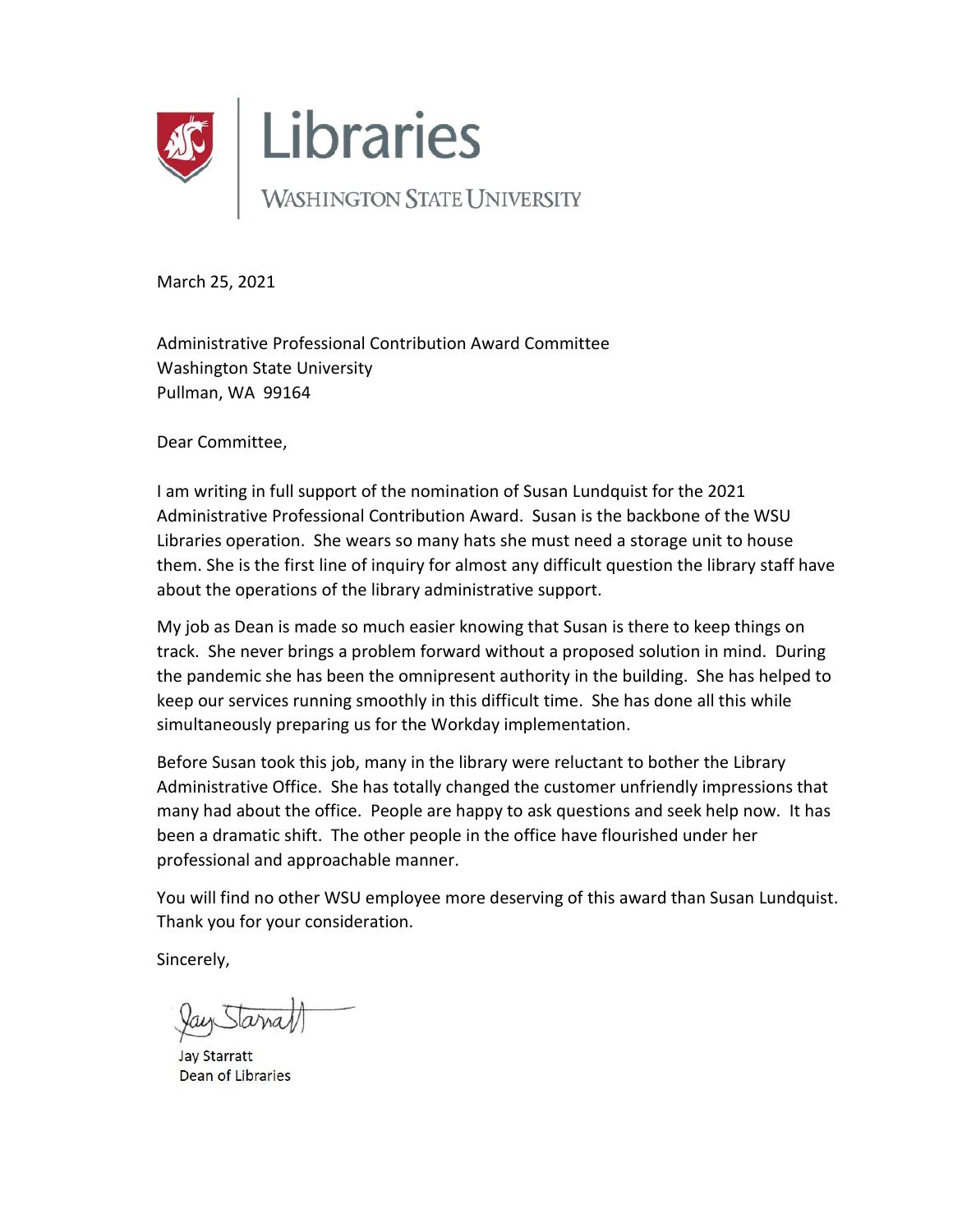Libraries

WASHINGTON STATE UNIVERSITY

March 25, 2021

Administrative Professional Contribution Award Committee
Washington State University
Pullman, WA 99164

Dear Committee,

I am writing in full support of the nomination of Susan Lundquist for the 2021 Administrative Professional Contribution Award. Susan is the backbone of the WSU Libraries operation. She wears so many hats she must need a storage unit to house them. She is the first line of inquiry for almost any difficult question the library staff have about the operations of the library administrative support.

My job as Dean is made so much easier knowing that Susan is there to keep things on track. She never brings a problem forward without a proposed solution in mind. During the pandemic she has been the omnipresent authority in the building. She has helped to keep our services running smoothly in this difficult time. She has done all this while simultaneously preparing us for the Workday implementation.

Before Susan took this job, many in the library were reluctant to bother the Library Administrative Office. She has totally changed the customer unfriendly impressions that many had about the office. People are happy to ask questions and seek help now. It has been a dramatic shift. The other people in the office have flourished under her professional and approachable manner.

You will find no other WSU employee more deserving of this award than Susan Lundquist. Thank you for your consideration.

Sincerely,

Jay Starratt

Jay Starratt
Dean of Libraries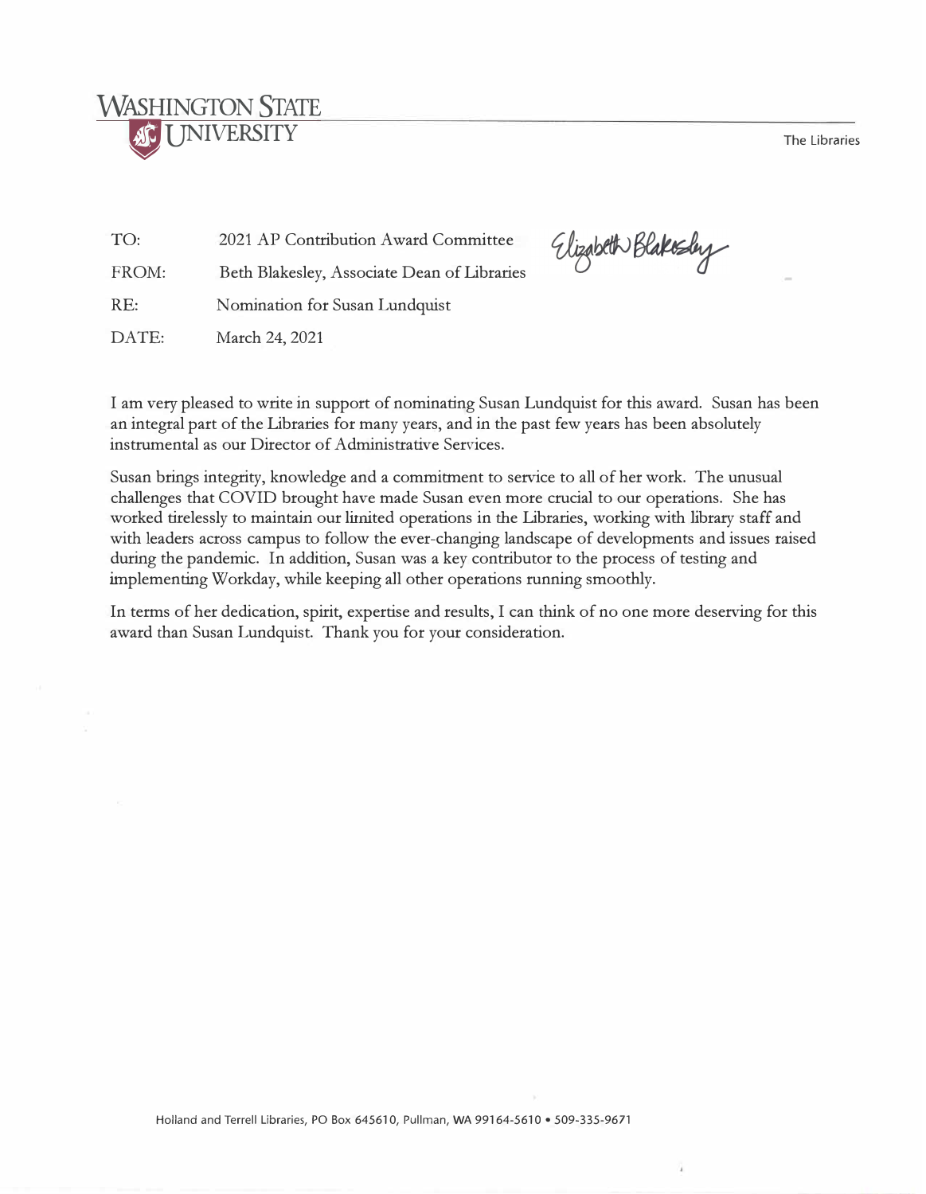WASHINGTON STATE UNIVERSITY

The Libraries

| | |
|---|---|
| TO: | 2021 AP Contribution Award Committee |
| FROM: | Beth Blakesley, Associate Dean of Libraries |
| RE: | Nomination for Susan Lundquist |
| DATE: | March 24, 2021 |

Elizabeth Blakesley

I am very pleased to write in support of nominating Susan Lundquist for this award. Susan has been an integral part of the Libraries for many years, and in the past few years has been absolutely instrumental as our Director of Administrative Services.

Susan brings integrity, knowledge and a commitment to service to all of her work. The unusual challenges that COVID brought have made Susan even more crucial to our operations. She has worked tirelessly to maintain our limited operations in the Libraries, working with library staff and with leaders across campus to follow the ever-changing landscape of developments and issues raised during the pandemic. In addition, Susan was a key contributor to the process of testing and implementing Workday, while keeping all other operations running smoothly.

In terms of her dedication, spirit, expertise and results, I can think of no one more deserving for this award than Susan Lundquist. Thank you for your consideration.

Holland and Terrell Libraries, PO Box 645610, Pullman, WA 99164-5610 • 509-335-9671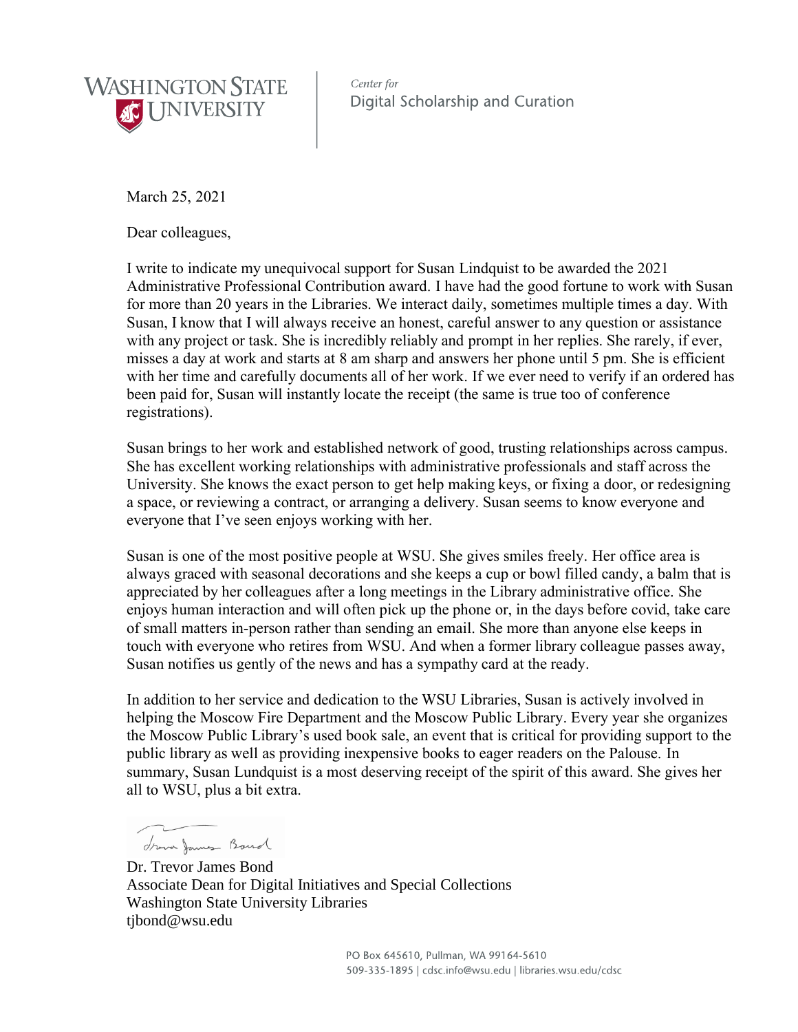WASHINGTON STATE UNIVERSITY

*Center for*
Digital Scholarship and Curation

March 25, 2021

Dear colleagues,

I write to indicate my unequivocal support for Susan Lindquist to be awarded the 2021 Administrative Professional Contribution award. I have had the good fortune to work with Susan for more than 20 years in the Libraries. We interact daily, sometimes multiple times a day. With Susan, I know that I will always receive an honest, careful answer to any question or assistance with any project or task. She is incredibly reliably and prompt in her replies. She rarely, if ever, misses a day at work and starts at 8 am sharp and answers her phone until 5 pm. She is efficient with her time and carefully documents all of her work. If we ever need to verify if an ordered has been paid for, Susan will instantly locate the receipt (the same is true too of conference registrations).

Susan brings to her work and established network of good, trusting relationships across campus. She has excellent working relationships with administrative professionals and staff across the University. She knows the exact person to get help making keys, or fixing a door, or redesigning a space, or reviewing a contract, or arranging a delivery. Susan seems to know everyone and everyone that I've seen enjoys working with her.

Susan is one of the most positive people at WSU. She gives smiles freely. Her office area is always graced with seasonal decorations and she keeps a cup or bowl filled candy, a balm that is appreciated by her colleagues after a long meetings in the Library administrative office. She enjoys human interaction and will often pick up the phone or, in the days before covid, take care of small matters in-person rather than sending an email. She more than anyone else keeps in touch with everyone who retires from WSU. And when a former library colleague passes away, Susan notifies us gently of the news and has a sympathy card at the ready.

In addition to her service and dedication to the WSU Libraries, Susan is actively involved in helping the Moscow Fire Department and the Moscow Public Library. Every year she organizes the Moscow Public Library's used book sale, an event that is critical for providing support to the public library as well as providing inexpensive books to eager readers on the Palouse. In summary, Susan Lundquist is a most deserving receipt of the spirit of this award. She gives her all to WSU, plus a bit extra.

Trevor James Bond

Dr. Trevor James Bond
Associate Dean for Digital Initiatives and Special Collections
Washington State University Libraries
tjbond@wsu.edu

PO Box 645610, Pullman, WA 99164-5610
509-335-1895 | cdsc.info@wsu.edu | libraries.wsu.edu/cdsc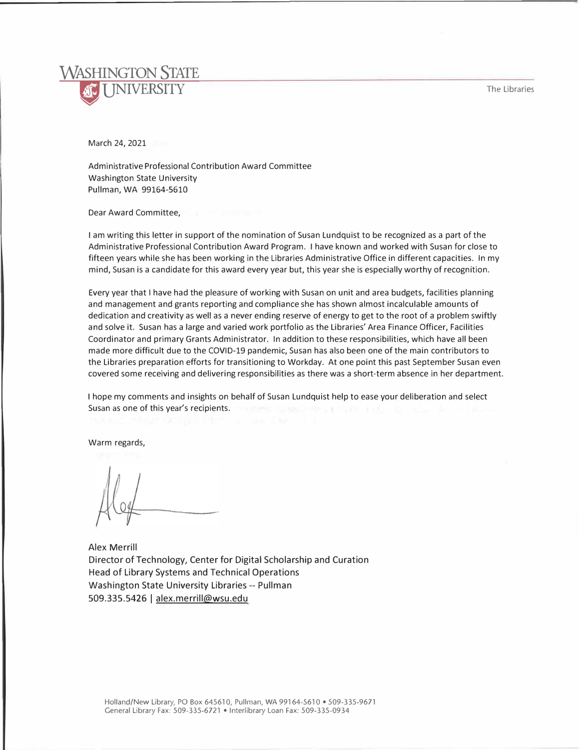**WASHINGTON STATE UNIVERSITY** — The Libraries

March 24, 2021

Administrative Professional Contribution Award Committee
Washington State University
Pullman, WA 99164-5610

Dear Award Committee,

I am writing this letter in support of the nomination of Susan Lundquist to be recognized as a part of the Administrative Professional Contribution Award Program. I have known and worked with Susan for close to fifteen years while she has been working in the Libraries Administrative Office in different capacities. In my mind, Susan is a candidate for this award every year but, this year she is especially worthy of recognition.

Every year that I have had the pleasure of working with Susan on unit and area budgets, facilities planning and management and grants reporting and compliance she has shown almost incalculable amounts of dedication and creativity as well as a never ending reserve of energy to get to the root of a problem swiftly and solve it. Susan has a large and varied work portfolio as the Libraries' Area Finance Officer, Facilities Coordinator and primary Grants Administrator. In addition to these responsibilities, which have all been made more difficult due to the COVID-19 pandemic, Susan has also been one of the main contributors to the Libraries preparation efforts for transitioning to Workday. At one point this past September Susan even covered some receiving and delivering responsibilities as there was a short-term absence in her department.

I hope my comments and insights on behalf of Susan Lundquist help to ease your deliberation and select Susan as one of this year's recipients.

Warm regards,

Alex Merrill
Director of Technology, Center for Digital Scholarship and Curation
Head of Library Systems and Technical Operations
Washington State University Libraries -- Pullman
509.335.5426 | alex.merrill@wsu.edu

Holland/New Library, PO Box 645610, Pullman, WA 99164-5610 • 509-335-9671
General Library Fax: 509-335-6721 • Interlibrary Loan Fax: 509-335-0934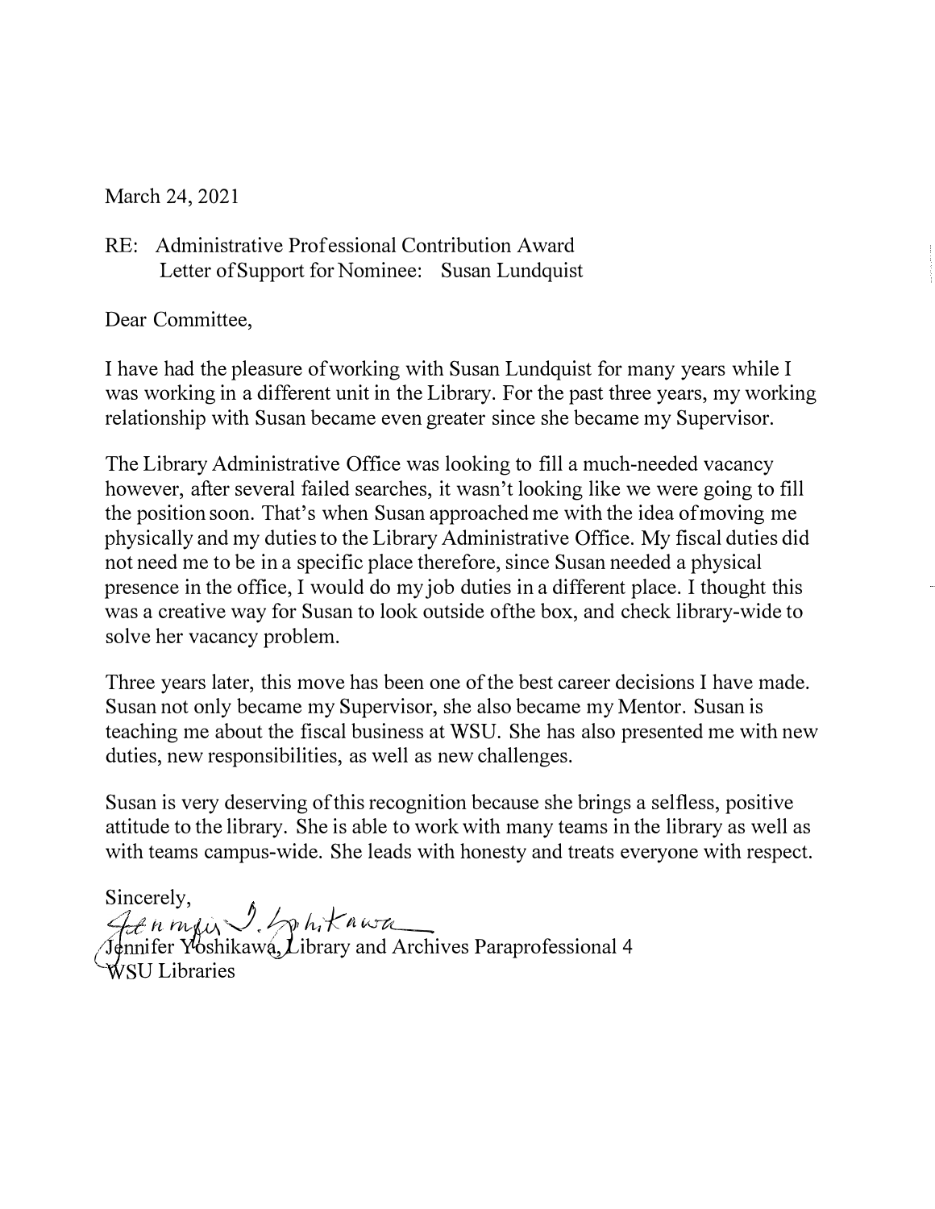March 24, 2021

RE: Administrative Professional Contribution Award
Letter of Support for Nominee: Susan Lundquist

Dear Committee,

I have had the pleasure of working with Susan Lundquist for many years while I was working in a different unit in the Library. For the past three years, my working relationship with Susan became even greater since she became my Supervisor.

The Library Administrative Office was looking to fill a much-needed vacancy however, after several failed searches, it wasn't looking like we were going to fill the position soon. That's when Susan approached me with the idea of moving me physically and my duties to the Library Administrative Office. My fiscal duties did not need me to be in a specific place therefore, since Susan needed a physical presence in the office, I would do my job duties in a different place. I thought this was a creative way for Susan to look outside of the box, and check library-wide to solve her vacancy problem.

Three years later, this move has been one of the best career decisions I have made. Susan not only became my Supervisor, she also became my Mentor. Susan is teaching me about the fiscal business at WSU. She has also presented me with new duties, new responsibilities, as well as new challenges.

Susan is very deserving of this recognition because she brings a selfless, positive attitude to the library. She is able to work with many teams in the library as well as with teams campus-wide. She leads with honesty and treats everyone with respect.

Sincerely,

Jennifer Yoshikawa, Library and Archives Paraprofessional 4
WSU Libraries